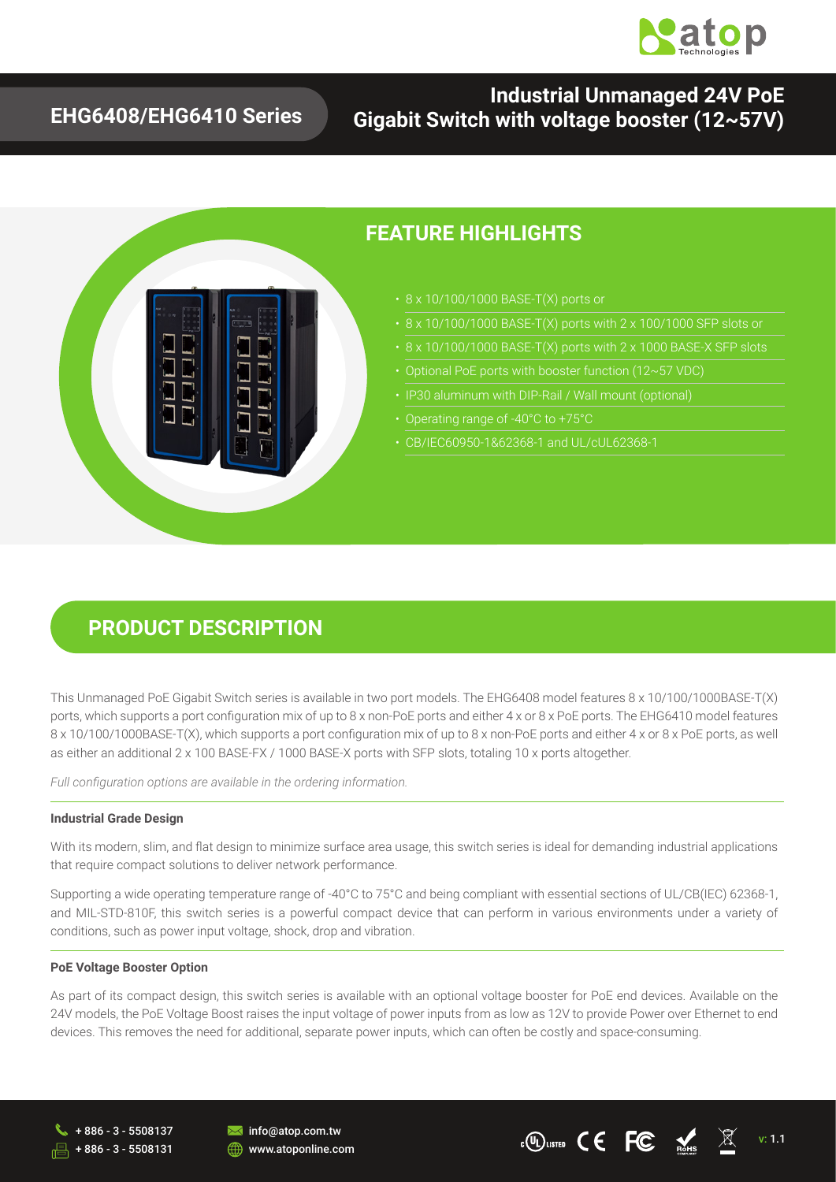# EHG6408/EHG6410 Series

# Industrial Unmanaged 24V PoE Gigabit Switch with voltage booster (12~57V)

## FEATURE HIGHLIGHTS

- 8 x 10/100/1000 BASE-T(X) ports or
- 8 x 10/100/1000 BASE-T(X) ports with 2 x 100/1000 SFP slots or
- 8 x 10/100/1000 BASE-T(X) ports with 2 x 1000 BASE-X SFP slots
- Optional PoE ports with booster function (12~57 VDC)
- IP30 aluminum with DIP-Rail / Wall mount (optional)
- Operating range of -40°C to +75°C
- CB/IEC60950-1&62368-1 and UL/cUL62368-1

## PRODUCT DESCRIPTION

This Unmanaged PoE Gigabit Switch series is available in two port models. The EHG6408 model features 8 x 10/100/1000BASE-T(X) ports, which supports a port configuration mix of up to 8 x non-PoE ports and either 4 x or 8 x PoE ports. The EHG6410 model features 8 x 10/100/1000BASE-T(X), which supports a port configuration mix of up to 8 x non-PoE ports and either 4 x or 8 x PoE ports, as well as either an additional 2 x 100 BASE-FX / 1000 BASE-X ports with SFP slots, totaling 10 x ports altogether.

*Full configuration options are available in the ordering information.*

### Industrial Grade Design

With its modern, slim, and flat design to minimize surface area usage, this switch series is ideal for demanding industrial applications that require compact solutions to deliver network performance.

Supporting a wide operating temperature range of -40°C to 75°C and being compliant with essential sections of UL/CB(IEC) 62368-1, and MIL-STD-810F, this switch series is a powerful compact device that can perform in various environments under a variety of conditions, such as power input voltage, shock, drop and vibration.

### PoE Voltage Booster Option

As part of its compact design, this switch series is available with an optional voltage booster for PoE end devices. Available on the 24V models, the PoE Voltage Boost raises the input voltage of power inputs from as low as 12V to provide Power over Ethernet to end devices. This removes the need for additional, separate power inputs, which can often be costly and space-consuming.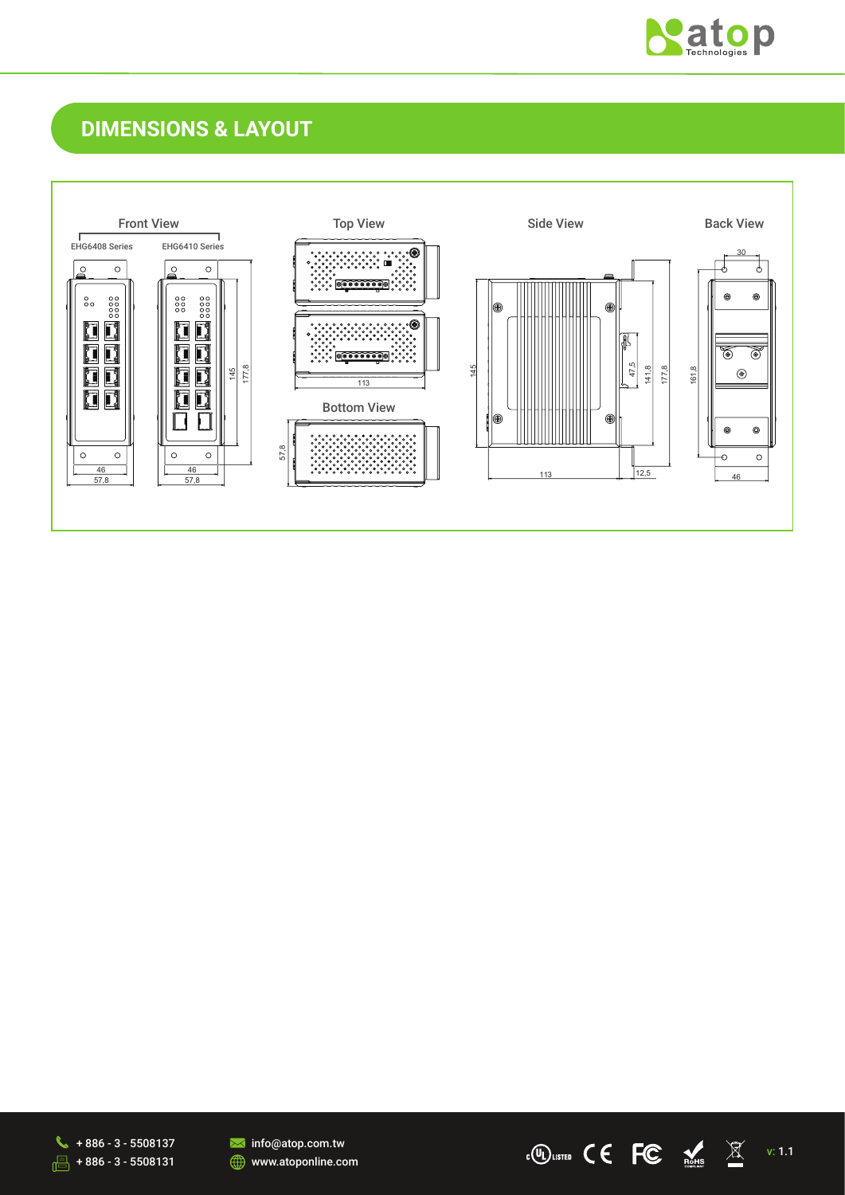## DIMENSIONS & LAYOUT

Front View

EHG6408 Series

EHG6410 Series

46

57,8

46

57,8

145

177,8

Top View

113

Bottom View

57,8

Side View

145

47,5

141,8

177,8

113

12,5

Back View

30

161,8

46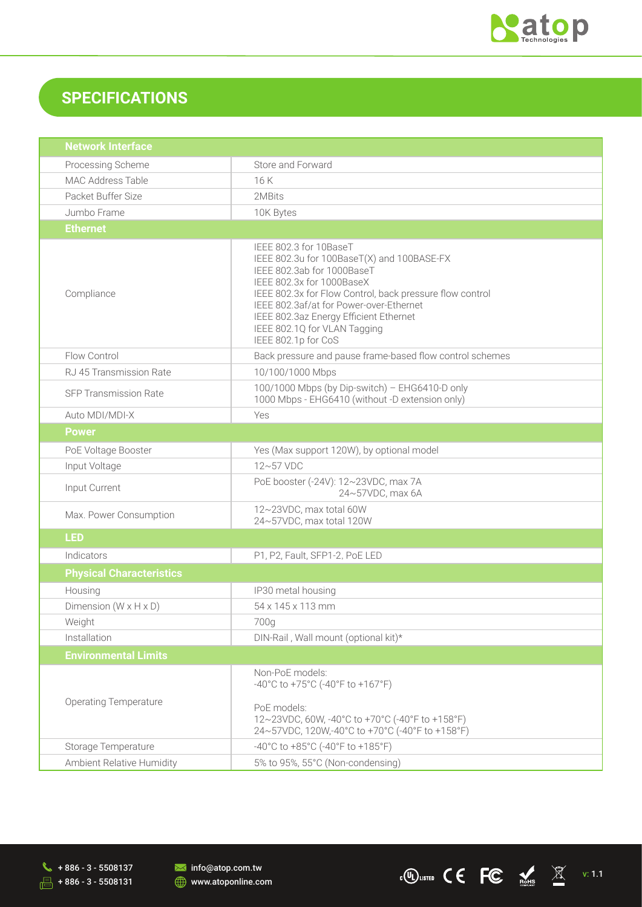## SPECIFICATIONS

| Network Interface | |
|---|---|
| Processing Scheme | Store and Forward |
| MAC Address Table | 16 K |
| Packet Buffer Size | 2MBits |
| Jumbo Frame | 10K Bytes |
| **Ethernet** | |
| Compliance | IEEE 802.3 for 10BaseT<br>IEEE 802.3u for 100BaseT(X) and 100BASE-FX<br>IEEE 802.3ab for 1000BaseT<br>IEEE 802.3x for 1000BaseX<br>IEEE 802.3x for Flow Control, back pressure flow control<br>IEEE 802.3af/at for Power-over-Ethernet<br>IEEE 802.3az Energy Efficient Ethernet<br>IEEE 802.1Q for VLAN Tagging<br>IEEE 802.1p for CoS |
| Flow Control | Back pressure and pause frame-based flow control schemes |
| RJ 45 Transmission Rate | 10/100/1000 Mbps |
| SFP Transmission Rate | 100/1000 Mbps (by Dip-switch) – EHG6410-D only<br>1000 Mbps - EHG6410 (without -D extension only) |
| Auto MDI/MDI-X | Yes |
| **Power** | |
| PoE Voltage Booster | Yes (Max support 120W), by optional model |
| Input Voltage | 12~57 VDC |
| Input Current | PoE booster (-24V): 12~23VDC, max 7A<br>24~57VDC, max 6A |
| Max. Power Consumption | 12~23VDC, max total 60W<br>24~57VDC, max total 120W |
| **LED** | |
| Indicators | P1, P2, Fault, SFP1-2, PoE LED |
| **Physical Characteristics** | |
| Housing | IP30 metal housing |
| Dimension (W x H x D) | 54 x 145 x 113 mm |
| Weight | 700g |
| Installation | DIN-Rail , Wall mount (optional kit)* |
| **Environmental Limits** | |
| Operating Temperature | Non-PoE models:<br>-40°C to +75°C (-40°F to +167°F)<br><br>PoE models:<br>12~23VDC, 60W, -40°C to +70°C (-40°F to +158°F)<br>24~57VDC, 120W,-40°C to +70°C (-40°F to +158°F) |
| Storage Temperature | -40°C to +85°C (-40°F to +185°F) |
| Ambient Relative Humidity | 5% to 95%, 55°C (Non-condensing) |

+ 886 - 3 - 5508137
+ 886 - 3 - 5508131
info@atop.com.tw
www.atoponline.com

v: 1.1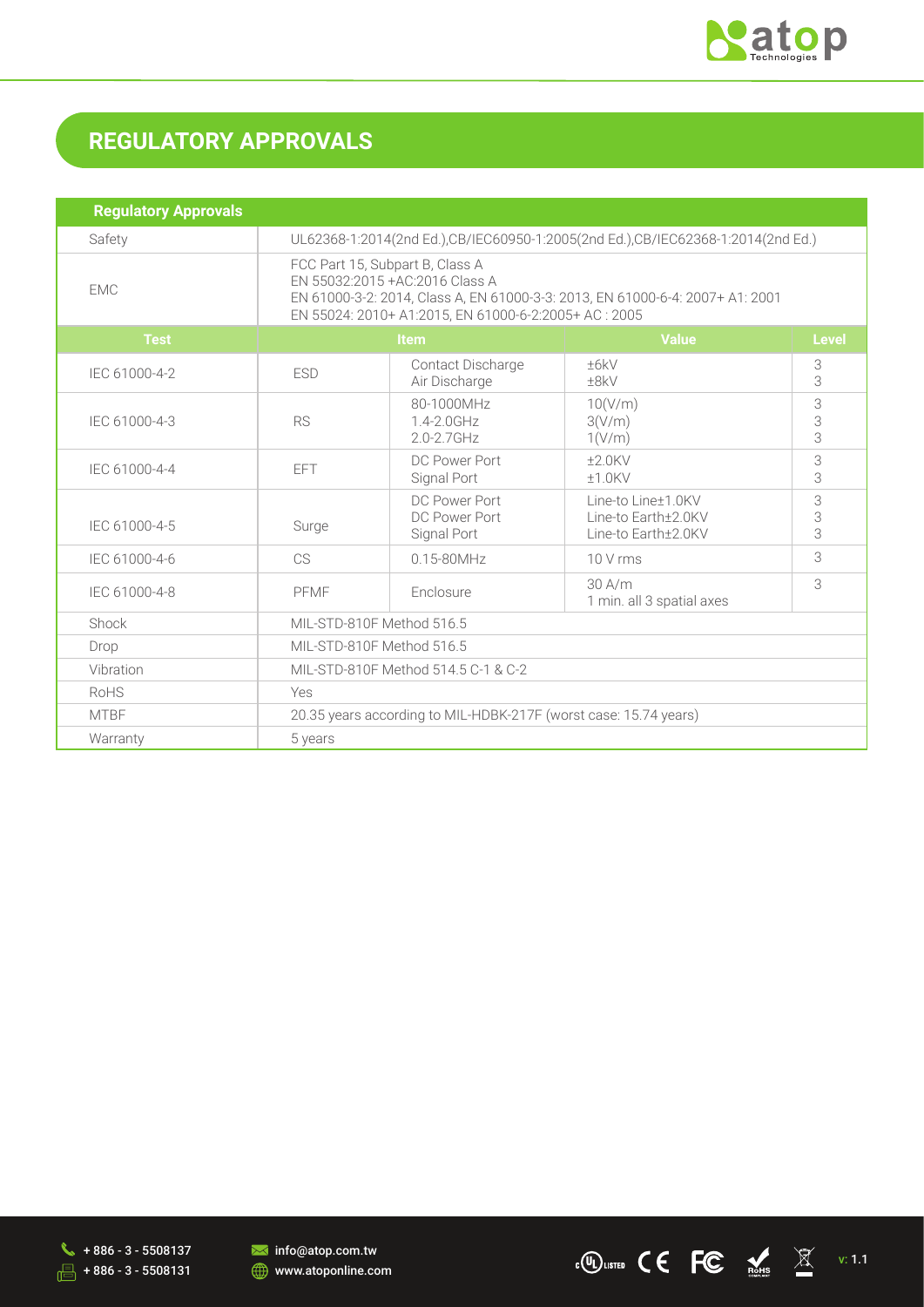## REGULATORY APPROVALS

| Regulatory Approvals | | | | |
|---|---|---|---|---|
| Safety | UL62368-1:2014(2nd Ed.),CB/IEC60950-1:2005(2nd Ed.),CB/IEC62368-1:2014(2nd Ed.) | | | |
| EMC | FCC Part 15, Subpart B, Class A<br>EN 55032:2015 +AC:2016 Class A<br>EN 61000-3-2: 2014, Class A, EN 61000-3-3: 2013, EN 61000-6-4: 2007+ A1: 2001<br>EN 55024: 2010+ A1:2015, EN 61000-6-2:2005+ AC : 2005 | | | |
| **Test** | **Item** | | **Value** | **Level** |
| IEC 61000-4-2 | ESD | Contact Discharge<br>Air Discharge | ±6kV<br>±8kV | 3<br>3 |
| IEC 61000-4-3 | RS | 80-1000MHz<br>1.4-2.0GHz<br>2.0-2.7GHz | 10(V/m)<br>3(V/m)<br>1(V/m) | 3<br>3<br>3 |
| IEC 61000-4-4 | EFT | DC Power Port<br>Signal Port | ±2.0KV<br>±1.0KV | 3<br>3 |
| IEC 61000-4-5 | Surge | DC Power Port<br>DC Power Port<br>Signal Port | Line-to Line±1.0KV<br>Line-to Earth±2.0KV<br>Line-to Earth±2.0KV | 3<br>3<br>3 |
| IEC 61000-4-6 | CS | 0.15-80MHz | 10 V rms | 3 |
| IEC 61000-4-8 | PFMF | Enclosure | 30 A/m<br>1 min. all 3 spatial axes | 3 |
| Shock | MIL-STD-810F Method 516.5 | | | |
| Drop | MIL-STD-810F Method 516.5 | | | |
| Vibration | MIL-STD-810F Method 514.5 C-1 & C-2 | | | |
| RoHS | Yes | | | |
| MTBF | 20.35 years according to MIL-HDBK-217F (worst case: 15.74 years) | | | |
| Warranty | 5 years | | | |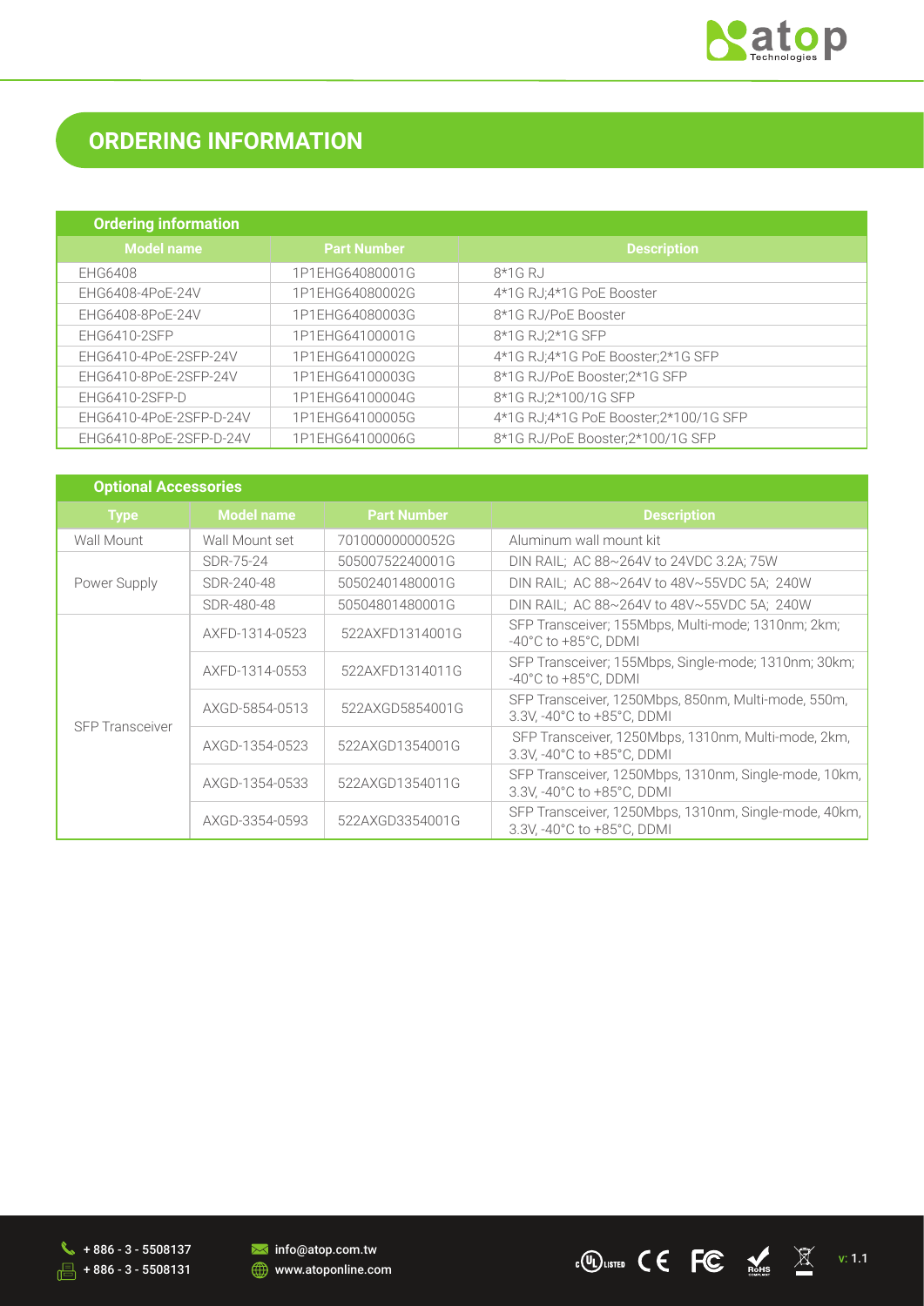# ORDERING INFORMATION

**Ordering information**

| Model name | Part Number | Description |
|---|---|---|
| EHG6408 | 1P1EHG64080001G | 8*1G RJ |
| EHG6408-4PoE-24V | 1P1EHG64080002G | 4*1G RJ;4*1G PoE Booster |
| EHG6408-8PoE-24V | 1P1EHG64080003G | 8*1G RJ/PoE Booster |
| EHG6410-2SFP | 1P1EHG64100001G | 8*1G RJ;2*1G SFP |
| EHG6410-4PoE-2SFP-24V | 1P1EHG64100002G | 4*1G RJ;4*1G PoE Booster;2*1G SFP |
| EHG6410-8PoE-2SFP-24V | 1P1EHG64100003G | 8*1G RJ/PoE Booster;2*1G SFP |
| EHG6410-2SFP-D | 1P1EHG64100004G | 8*1G RJ;2*100/1G SFP |
| EHG6410-4PoE-2SFP-D-24V | 1P1EHG64100005G | 4*1G RJ;4*1G PoE Booster;2*100/1G SFP |
| EHG6410-8PoE-2SFP-D-24V | 1P1EHG64100006G | 8*1G RJ/PoE Booster;2*100/1G SFP |

**Optional Accessories**

| Type | Model name | Part Number | Description |
|---|---|---|---|
| Wall Mount | Wall Mount set | 70100000000052G | Aluminum wall mount kit |
| Power Supply | SDR-75-24 | 50500752240001G | DIN RAIL; AC 88~264V to 24VDC 3.2A; 75W |
| | SDR-240-48 | 50502401480001G | DIN RAIL; AC 88~264V to 48V~55VDC 5A; 240W |
| | SDR-480-48 | 50504801480001G | DIN RAIL; AC 88~264V to 48V~55VDC 5A; 240W |
| SFP Transceiver | AXFD-1314-0523 | 522AXFD1314001G | SFP Transceiver; 155Mbps, Multi-mode; 1310nm; 2km; -40°C to +85°C, DDMI |
| | AXFD-1314-0553 | 522AXFD1314011G | SFP Transceiver; 155Mbps, Single-mode; 1310nm; 30km; -40°C to +85°C, DDMI |
| | AXGD-5854-0513 | 522AXGD5854001G | SFP Transceiver, 1250Mbps, 850nm, Multi-mode, 550m, 3.3V, -40°C to +85°C, DDMI |
| | AXGD-1354-0523 | 522AXGD1354001G | SFP Transceiver, 1250Mbps, 1310nm, Multi-mode, 2km, 3.3V, -40°C to +85°C, DDMI |
| | AXGD-1354-0533 | 522AXGD1354011G | SFP Transceiver, 1250Mbps, 1310nm, Single-mode, 10km, 3.3V, -40°C to +85°C, DDMI |
| | AXGD-3354-0593 | 522AXGD3354001G | SFP Transceiver, 1250Mbps, 1310nm, Single-mode, 40km, 3.3V, -40°C to +85°C, DDMI |

+ 886 - 3 - 5508137
+ 886 - 3 - 5508131
info@atop.com.tw
www.atoponline.com
v: 1.1